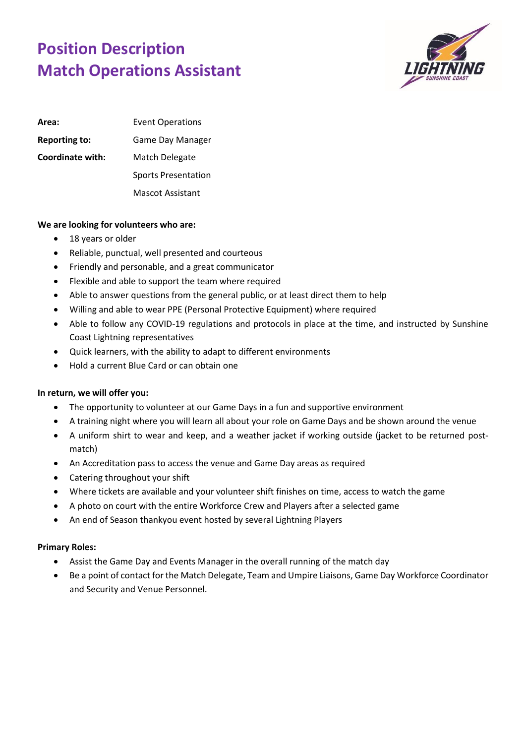# Position Description
# Match Operations Assistant

| | |
|---|---|
| **Area:** | Event Operations |
| **Reporting to:** | Game Day Manager |
| **Coordinate with:** | Match Delegate |
| | Sports Presentation |
| | Mascot Assistant |

**We are looking for volunteers who are:**

- 18 years or older
- Reliable, punctual, well presented and courteous
- Friendly and personable, and a great communicator
- Flexible and able to support the team where required
- Able to answer questions from the general public, or at least direct them to help
- Willing and able to wear PPE (Personal Protective Equipment) where required
- Able to follow any COVID-19 regulations and protocols in place at the time, and instructed by Sunshine Coast Lightning representatives
- Quick learners, with the ability to adapt to different environments
- Hold a current Blue Card or can obtain one

**In return, we will offer you:**

- The opportunity to volunteer at our Game Days in a fun and supportive environment
- A training night where you will learn all about your role on Game Days and be shown around the venue
- A uniform shirt to wear and keep, and a weather jacket if working outside (jacket to be returned post-match)
- An Accreditation pass to access the venue and Game Day areas as required
- Catering throughout your shift
- Where tickets are available and your volunteer shift finishes on time, access to watch the game
- A photo on court with the entire Workforce Crew and Players after a selected game
- An end of Season thankyou event hosted by several Lightning Players

**Primary Roles:**

- Assist the Game Day and Events Manager in the overall running of the match day
- Be a point of contact for the Match Delegate, Team and Umpire Liaisons, Game Day Workforce Coordinator and Security and Venue Personnel.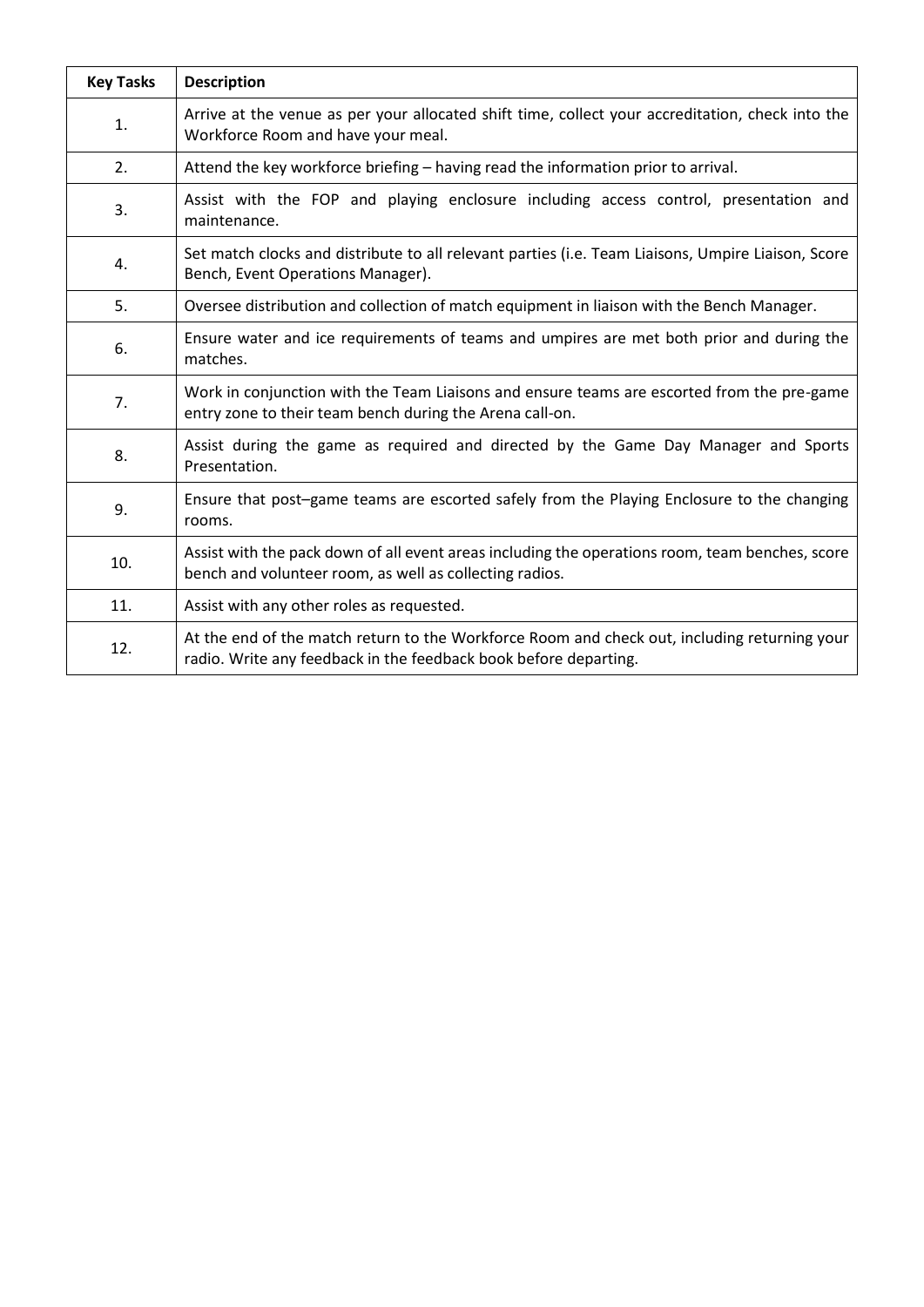| Key Tasks | Description |
|---|---|
| 1. | Arrive at the venue as per your allocated shift time, collect your accreditation, check into the Workforce Room and have your meal. |
| 2. | Attend the key workforce briefing – having read the information prior to arrival. |
| 3. | Assist with the FOP and playing enclosure including access control, presentation and maintenance. |
| 4. | Set match clocks and distribute to all relevant parties (i.e. Team Liaisons, Umpire Liaison, Score Bench, Event Operations Manager). |
| 5. | Oversee distribution and collection of match equipment in liaison with the Bench Manager. |
| 6. | Ensure water and ice requirements of teams and umpires are met both prior and during the matches. |
| 7. | Work in conjunction with the Team Liaisons and ensure teams are escorted from the pre-game entry zone to their team bench during the Arena call-on. |
| 8. | Assist during the game as required and directed by the Game Day Manager and Sports Presentation. |
| 9. | Ensure that post–game teams are escorted safely from the Playing Enclosure to the changing rooms. |
| 10. | Assist with the pack down of all event areas including the operations room, team benches, score bench and volunteer room, as well as collecting radios. |
| 11. | Assist with any other roles as requested. |
| 12. | At the end of the match return to the Workforce Room and check out, including returning your radio. Write any feedback in the feedback book before departing. |